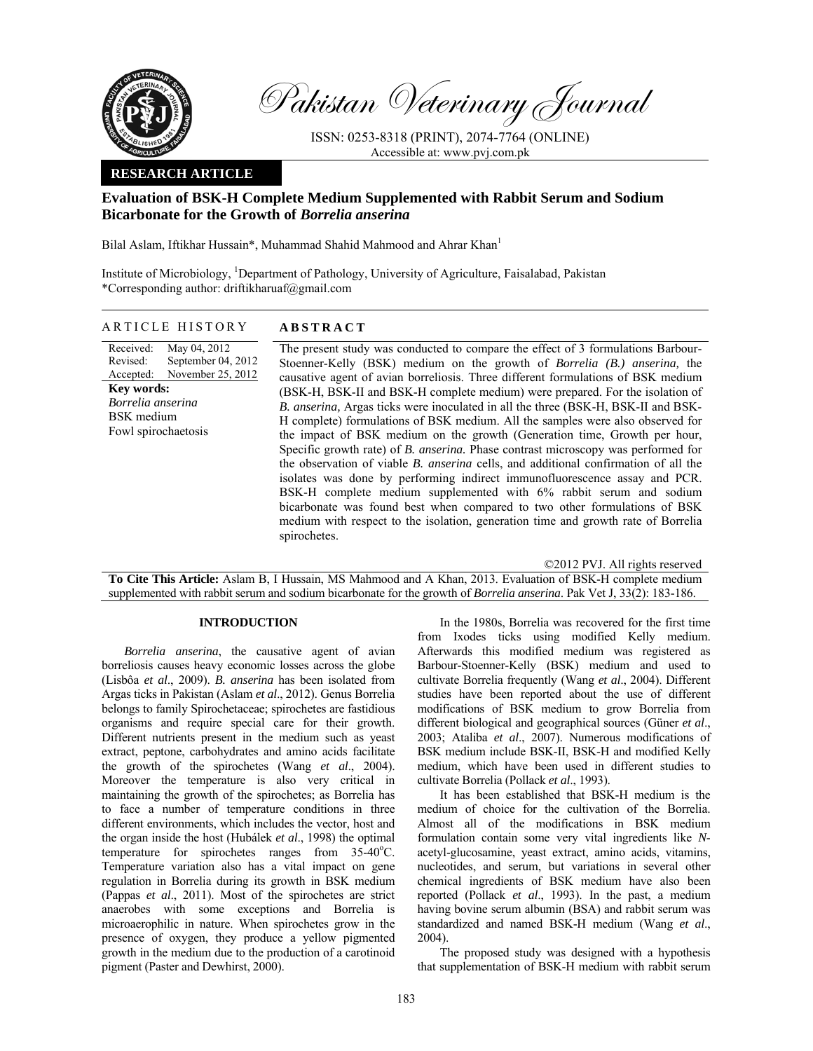Pakistan Veterinary Journal

ISSN: 0253-8318 (PRINT), 2074-7764 (ONLINE)
Accessible at: www.pvj.com.pk

**RESEARCH ARTICLE**

# Evaluation of BSK-H Complete Medium Supplemented with Rabbit Serum and Sodium Bicarbonate for the Growth of *Borrelia anserina*

Bilal Aslam, Iftikhar Hussain*, Muhammad Shahid Mahmood and Ahrar Khan[1]

Institute of Microbiology, [1]Department of Pathology, University of Agriculture, Faisalabad, Pakistan
*Corresponding author: driftikharuaf@gmail.com

## ARTICLE HISTORY

Received: May 04, 2012
Revised: September 04, 2012
Accepted: November 25, 2012

**Key words:**
*Borrelia anserina*
BSK medium
Fowl spirochaetosis

## ABSTRACT

The present study was conducted to compare the effect of 3 formulations Barbour-Stoenner-Kelly (BSK) medium on the growth of *Borrelia (B.) anserina,* the causative agent of avian borreliosis. Three different formulations of BSK medium (BSK-H, BSK-II and BSK-H complete medium) were prepared. For the isolation of *B. anserina,* Argas ticks were inoculated in all the three (BSK-H, BSK-II and BSK-H complete) formulations of BSK medium. All the samples were also observed for the impact of BSK medium on the growth (Generation time, Growth per hour, Specific growth rate) of *B. anserina.* Phase contrast microscopy was performed for the observation of viable *B. anserina* cells, and additional confirmation of all the isolates was done by performing indirect immunofluorescence assay and PCR. BSK-H complete medium supplemented with 6% rabbit serum and sodium bicarbonate was found best when compared to two other formulations of BSK medium with respect to the isolation, generation time and growth rate of Borrelia spirochetes.

©2012 PVJ. All rights reserved

**To Cite This Article:** Aslam B, I Hussain, MS Mahmood and A Khan, 2013. Evaluation of BSK-H complete medium supplemented with rabbit serum and sodium bicarbonate for the growth of *Borrelia anserina*. Pak Vet J, 33(2): 183-186.

## INTRODUCTION

*Borrelia anserina*, the causative agent of avian borreliosis causes heavy economic losses across the globe (Lisbôa *et al*., 2009). *B. anserina* has been isolated from Argas ticks in Pakistan (Aslam *et al*., 2012). Genus Borrelia belongs to family Spirochetaceae; spirochetes are fastidious organisms and require special care for their growth. Different nutrients present in the medium such as yeast extract, peptone, carbohydrates and amino acids facilitate the growth of the spirochetes (Wang *et al*., 2004). Moreover the temperature is also very critical in maintaining the growth of the spirochetes; as Borrelia has to face a number of temperature conditions in three different environments, which includes the vector, host and the organ inside the host (Hubálek *et al*., 1998) the optimal temperature for spirochetes ranges from 35-40$^{o}$C. Temperature variation also has a vital impact on gene regulation in Borrelia during its growth in BSK medium (Pappas *et al*., 2011). Most of the spirochetes are strict anaerobes with some exceptions and Borrelia is microaerophilic in nature. When spirochetes grow in the presence of oxygen, they produce a yellow pigmented growth in the medium due to the production of a carotinoid pigment (Paster and Dewhirst, 2000).

In the 1980s, Borrelia was recovered for the first time from Ixodes ticks using modified Kelly medium. Afterwards this modified medium was registered as Barbour-Stoenner-Kelly (BSK) medium and used to cultivate Borrelia frequently (Wang *et al*., 2004). Different studies have been reported about the use of different modifications of BSK medium to grow Borrelia from different biological and geographical sources (Güner *et al*., 2003; Ataliba *et al*., 2007). Numerous modifications of BSK medium include BSK-II, BSK-H and modified Kelly medium, which have been used in different studies to cultivate Borrelia (Pollack *et al*., 1993).

It has been established that BSK-H medium is the medium of choice for the cultivation of the Borrelia. Almost all of the modifications in BSK medium formulation contain some very vital ingredients like *N*-acetyl-glucosamine, yeast extract, amino acids, vitamins, nucleotides, and serum, but variations in several other chemical ingredients of BSK medium have also been reported (Pollack *et al*., 1993). In the past, a medium having bovine serum albumin (BSA) and rabbit serum was standardized and named BSK-H medium (Wang *et al*., 2004).

The proposed study was designed with a hypothesis that supplementation of BSK-H medium with rabbit serum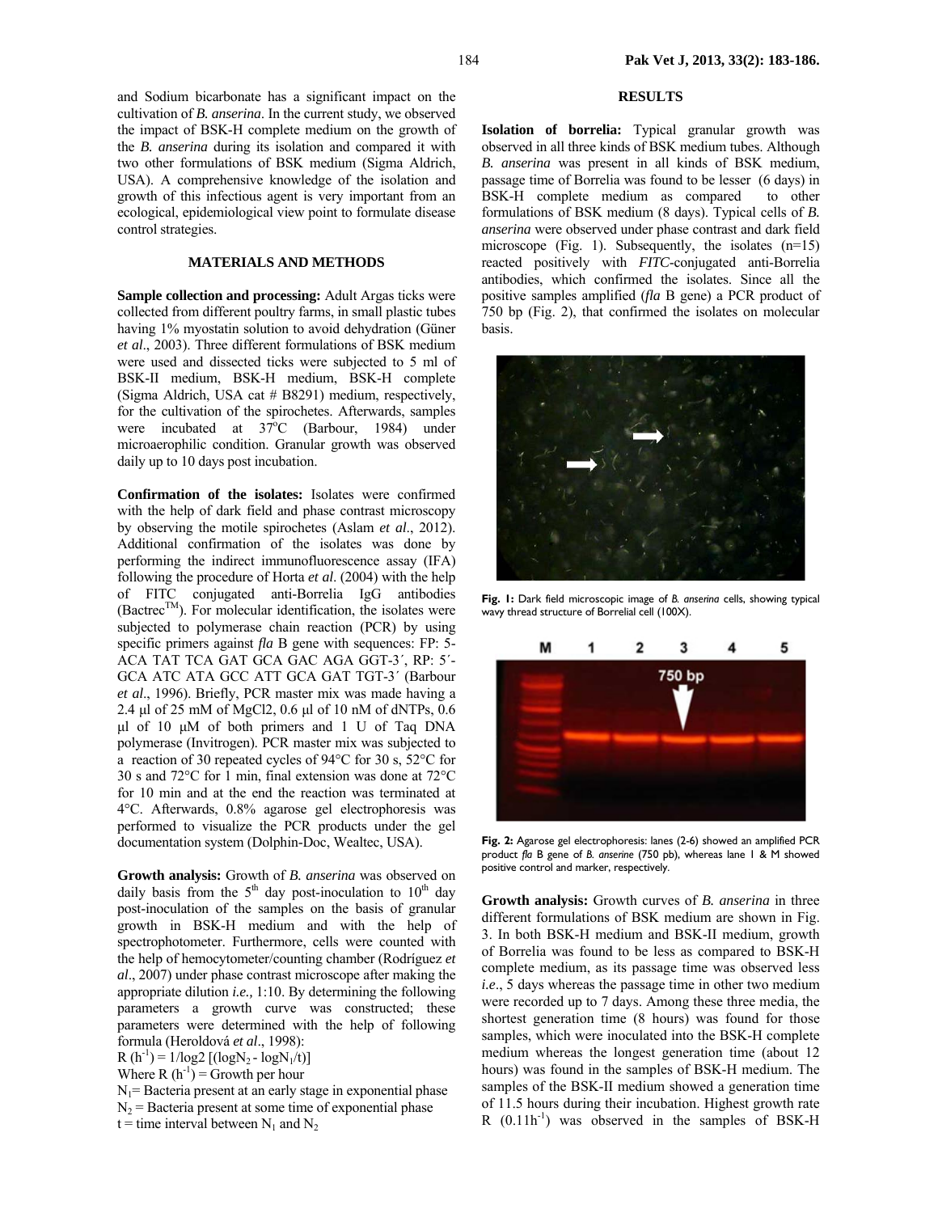and Sodium bicarbonate has a significant impact on the cultivation of *B. anserina*. In the current study, we observed the impact of BSK-H complete medium on the growth of the *B. anserina* during its isolation and compared it with two other formulations of BSK medium (Sigma Aldrich, USA). A comprehensive knowledge of the isolation and growth of this infectious agent is very important from an ecological, epidemiological view point to formulate disease control strategies.

## MATERIALS AND METHODS

**Sample collection and processing:** Adult Argas ticks were collected from different poultry farms, in small plastic tubes having 1% myostatin solution to avoid dehydration (Güner *et al*., 2003). Three different formulations of BSK medium were used and dissected ticks were subjected to 5 ml of BSK-II medium, BSK-H medium, BSK-H complete (Sigma Aldrich, USA cat # B8291) medium, respectively, for the cultivation of the spirochetes. Afterwards, samples were incubated at 37°C (Barbour, 1984) under microaerophilic condition. Granular growth was observed daily up to 10 days post incubation.

**Confirmation of the isolates:** Isolates were confirmed with the help of dark field and phase contrast microscopy by observing the motile spirochetes (Aslam *et al*., 2012). Additional confirmation of the isolates was done by performing the indirect immunofluorescence assay (IFA) following the procedure of Horta *et al*. (2004) with the help of FITC conjugated anti-Borrelia IgG antibodies (Bactrec™). For molecular identification, the isolates were subjected to polymerase chain reaction (PCR) by using specific primers against *fla* B gene with sequences: FP: 5-ACA TAT TCA GAT GCA GAC AGA GGT-3´, RP: 5´-GCA ATC ATA GCC ATT GCA GAT TGT-3´ (Barbour *et al*., 1996). Briefly, PCR master mix was made having a 2.4 µl of 25 mM of MgCl2, 0.6 µl of 10 nM of dNTPs, 0.6 µl of 10 µM of both primers and 1 U of Taq DNA polymerase (Invitrogen). PCR master mix was subjected to a reaction of 30 repeated cycles of 94°C for 30 s, 52°C for 30 s and 72°C for 1 min, final extension was done at 72°C for 10 min and at the end the reaction was terminated at 4°C. Afterwards, 0.8% agarose gel electrophoresis was performed to visualize the PCR products under the gel documentation system (Dolphin-Doc, Wealtec, USA).

**Growth analysis:** Growth of *B. anserina* was observed on daily basis from the 5th day post-inoculation to 10th day post-inoculation of the samples on the basis of granular growth in BSK-H medium and with the help of spectrophotometer. Furthermore, cells were counted with the help of hemocytometer/counting chamber (Rodríguez *et al*., 2007) under phase contrast microscope after making the appropriate dilution *i.e.,* 1:10. By determining the following parameters a growth curve was constructed; these parameters were determined with the help of following formula (Heroldová *et al*., 1998):

$R\ (h^{-1}) = 1/\log 2\ [(\log N_2 - \log N_1/t)]$

Where $R\ (h^{-1})$ = Growth per hour

$N_1$ = Bacteria present at an early stage in exponential phase

$N_2$ = Bacteria present at some time of exponential phase

t = time interval between $N_1$ and $N_2$

## RESULTS

**Isolation of borrelia:** Typical granular growth was observed in all three kinds of BSK medium tubes. Although *B. anserina* was present in all kinds of BSK medium, passage time of Borrelia was found to be lesser (6 days) in BSK-H complete medium as compared to other formulations of BSK medium (8 days). Typical cells of *B. anserina* were observed under phase contrast and dark field microscope (Fig. 1). Subsequently, the isolates (n=15) reacted positively with *FITC*-conjugated anti-Borrelia antibodies, which confirmed the isolates. Since all the positive samples amplified (*fla* B gene) a PCR product of 750 bp (Fig. 2), that confirmed the isolates on molecular basis.

**Fig. 1:** Dark field microscopic image of *B. anserina* cells, showing typical wavy thread structure of Borrelial cell (100X).

**Fig. 2:** Agarose gel electrophoresis: lanes (2-6) showed an amplified PCR product *fla* B gene of *B. anserine* (750 pb), whereas lane 1 & M showed positive control and marker, respectively.

**Growth analysis:** Growth curves of *B. anserina* in three different formulations of BSK medium are shown in Fig. 3. In both BSK-H medium and BSK-II medium, growth of Borrelia was found to be less as compared to BSK-H complete medium, as its passage time was observed less *i.e*., 5 days whereas the passage time in other two medium were recorded up to 7 days. Among these three media, the shortest generation time (8 hours) was found for those samples, which were inoculated into the BSK-H complete medium whereas the longest generation time (about 12 hours) was found in the samples of BSK-H medium. The samples of the BSK-II medium showed a generation time of 11.5 hours during their incubation. Highest growth rate R ($0.11h^{-1}$) was observed in the samples of BSK-H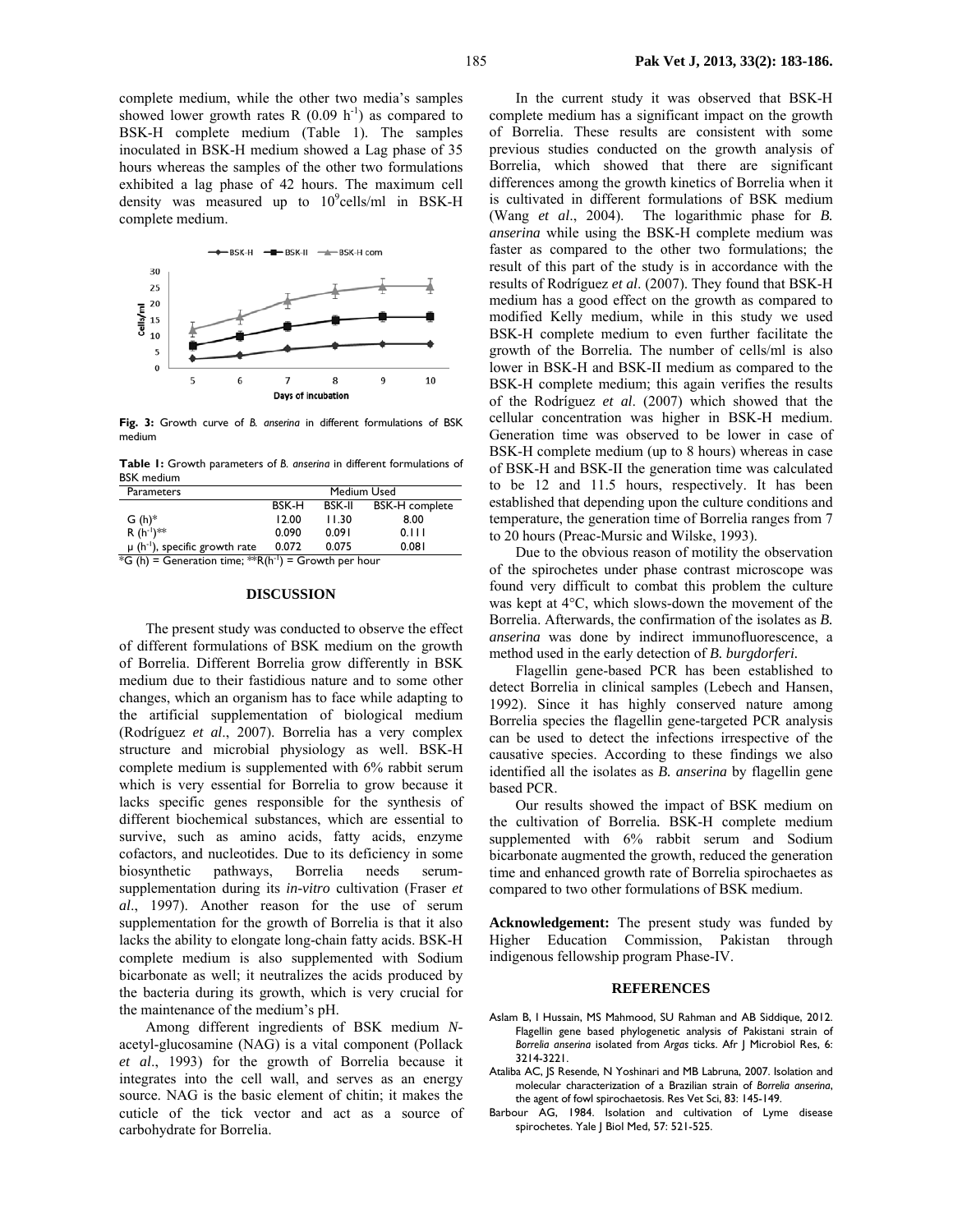complete medium, while the other two media's samples showed lower growth rates R (0.09 $h^{-1}$) as compared to BSK-H complete medium (Table 1). The samples inoculated in BSK-H medium showed a Lag phase of 35 hours whereas the samples of the other two formulations exhibited a lag phase of 42 hours. The maximum cell density was measured up to $10^9$cells/ml in BSK-H complete medium.

**Fig. 3:** Growth curve of *B. anserina* in different formulations of BSK medium

**Table 1:** Growth parameters of *B. anserina* in different formulations of BSK medium

| Parameters | Medium Used | | |
|---|---|---|---|
| | BSK-H | BSK-II | BSK-H complete |
| G (h)* | 12.00 | 11.30 | 8.00 |
| R ($h^{-1}$)** | 0.090 | 0.091 | 0.111 |
| μ ($h^{-1}$), specific growth rate | 0.072 | 0.075 | 0.081 |

*G (h) = Generation time; **R($h^{-1}$) = Growth per hour

## DISCUSSION

The present study was conducted to observe the effect of different formulations of BSK medium on the growth of Borrelia. Different Borrelia grow differently in BSK medium due to their fastidious nature and to some other changes, which an organism has to face while adapting to the artificial supplementation of biological medium (Rodríguez *et al*., 2007). Borrelia has a very complex structure and microbial physiology as well. BSK-H complete medium is supplemented with 6% rabbit serum which is very essential for Borrelia to grow because it lacks specific genes responsible for the synthesis of different biochemical substances, which are essential to survive, such as amino acids, fatty acids, enzyme cofactors, and nucleotides. Due to its deficiency in some biosynthetic pathways, Borrelia needs serum-supplementation during its *in-vitro* cultivation (Fraser *et al*., 1997). Another reason for the use of serum supplementation for the growth of Borrelia is that it also lacks the ability to elongate long-chain fatty acids. BSK-H complete medium is also supplemented with Sodium bicarbonate as well; it neutralizes the acids produced by the bacteria during its growth, which is very crucial for the maintenance of the medium's pH.

Among different ingredients of BSK medium *N*-acetyl-glucosamine (NAG) is a vital component (Pollack *et al*., 1993) for the growth of Borrelia because it integrates into the cell wall, and serves as an energy source. NAG is the basic element of chitin; it makes the cuticle of the tick vector and act as a source of carbohydrate for Borrelia.

In the current study it was observed that BSK-H complete medium has a significant impact on the growth of Borrelia. These results are consistent with some previous studies conducted on the growth analysis of Borrelia, which showed that there are significant differences among the growth kinetics of Borrelia when it is cultivated in different formulations of BSK medium (Wang *et al*., 2004). The logarithmic phase for *B. anserina* while using the BSK-H complete medium was faster as compared to the other two formulations; the result of this part of the study is in accordance with the results of Rodríguez *et al*. (2007). They found that BSK-H medium has a good effect on the growth as compared to modified Kelly medium, while in this study we used BSK-H complete medium to even further facilitate the growth of the Borrelia. The number of cells/ml is also lower in BSK-H and BSK-II medium as compared to the BSK-H complete medium; this again verifies the results of the Rodríguez *et al*. (2007) which showed that the cellular concentration was higher in BSK-H medium. Generation time was observed to be lower in case of BSK-H complete medium (up to 8 hours) whereas in case of BSK-H and BSK-II the generation time was calculated to be 12 and 11.5 hours, respectively. It has been established that depending upon the culture conditions and temperature, the generation time of Borrelia ranges from 7 to 20 hours (Preac-Mursic and Wilske, 1993).

Due to the obvious reason of motility the observation of the spirochetes under phase contrast microscope was found very difficult to combat this problem the culture was kept at 4°C, which slows-down the movement of the Borrelia. Afterwards, the confirmation of the isolates as *B. anserina* was done by indirect immunofluorescence, a method used in the early detection of *B. burgdorferi.*

Flagellin gene-based PCR has been established to detect Borrelia in clinical samples (Lebech and Hansen, 1992). Since it has highly conserved nature among Borrelia species the flagellin gene-targeted PCR analysis can be used to detect the infections irrespective of the causative species. According to these findings we also identified all the isolates as *B. anserina* by flagellin gene based PCR.

Our results showed the impact of BSK medium on the cultivation of Borrelia. BSK-H complete medium supplemented with 6% rabbit serum and Sodium bicarbonate augmented the growth, reduced the generation time and enhanced growth rate of Borrelia spirochaetes as compared to two other formulations of BSK medium.

**Acknowledgement:** The present study was funded by Higher Education Commission, Pakistan through indigenous fellowship program Phase-IV.

## REFERENCES

Aslam B, I Hussain, MS Mahmood, SU Rahman and AB Siddique, 2012. Flagellin gene based phylogenetic analysis of Pakistani strain of *Borrelia anserina* isolated from *Argas* ticks. Afr J Microbiol Res, 6: 3214-3221.

Ataliba AC, JS Resende, N Yoshinari and MB Labruna, 2007. Isolation and molecular characterization of a Brazilian strain of *Borrelia anserina*, the agent of fowl spirochaetosis. Res Vet Sci, 83: 145-149.

Barbour AG, 1984. Isolation and cultivation of Lyme disease spirochetes. Yale J Biol Med, 57: 521-525.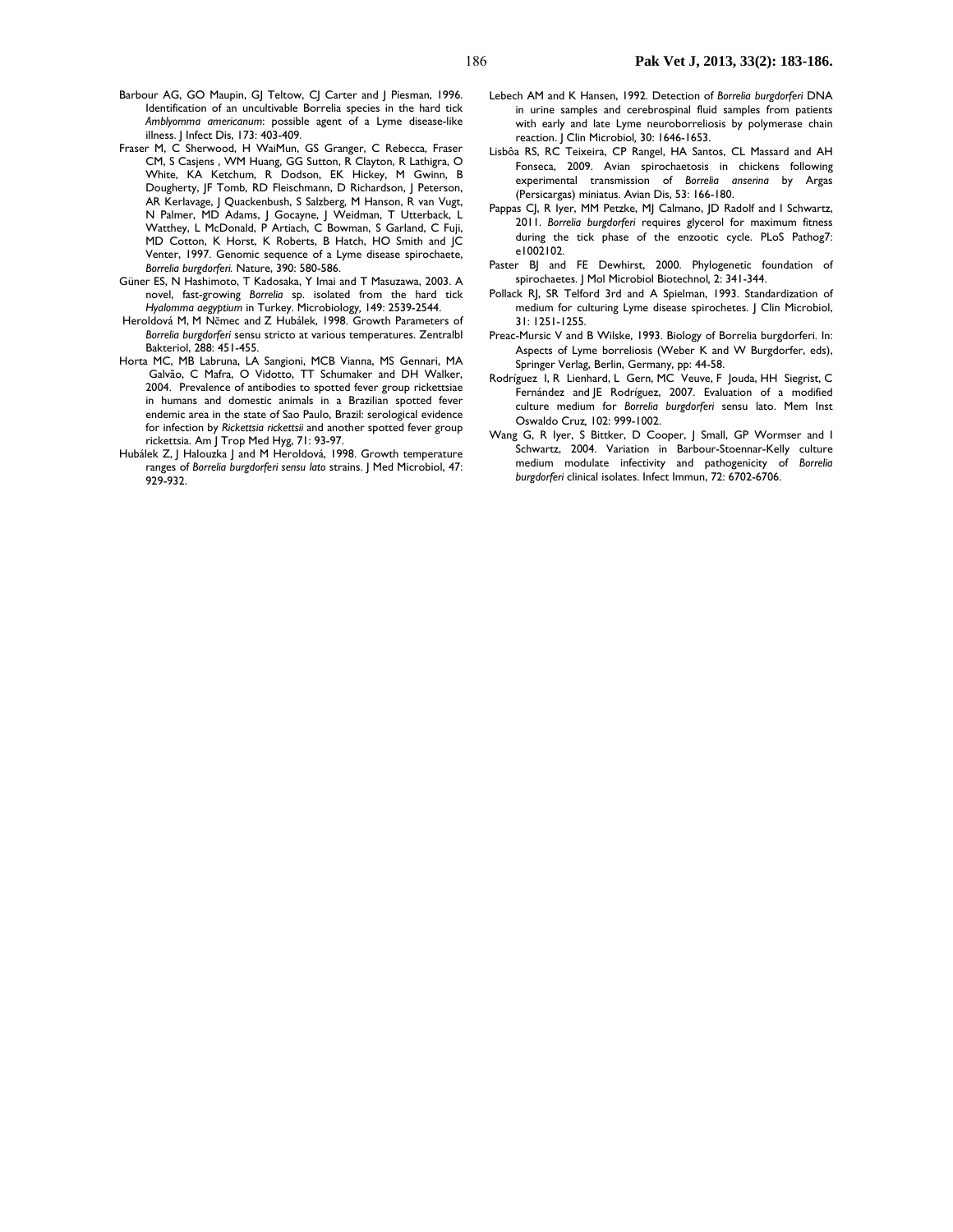Barbour AG, GO Maupin, GJ Teltow, CJ Carter and J Piesman, 1996. Identification of an uncultivable Borrelia species in the hard tick *Amblyomma americanum*: possible agent of a Lyme disease-like illness. J Infect Dis, 173: 403-409.

Fraser M, C Sherwood, H WaiMun, GS Granger, C Rebecca, Fraser CM, S Casjens , WM Huang, GG Sutton, R Clayton, R Lathigra, O White, KA Ketchum, R Dodson, EK Hickey, M Gwinn, B Dougherty, JF Tomb, RD Fleischmann, D Richardson, J Peterson, AR Kerlavage, J Quackenbush, S Salzberg, M Hanson, R van Vugt, N Palmer, MD Adams, J Gocayne, J Weidman, T Utterback, L Watthey, L McDonald, P Artiach, C Bowman, S Garland, C Fuji, MD Cotton, K Horst, K Roberts, B Hatch, HO Smith and JC Venter, 1997. Genomic sequence of a Lyme disease spirochaete, *Borrelia burgdorferi.* Nature, 390: 580-586.

Güner ES, N Hashimoto, T Kadosaka, Y Imai and T Masuzawa, 2003. A novel, fast-growing *Borrelia* sp. isolated from the hard tick *Hyalomma aegyptium* in Turkey. Microbiology, 149: 2539-2544.

Heroldová M, M Němec and Z Hubálek, 1998. Growth Parameters of *Borrelia burgdorferi* sensu stricto at various temperatures. Zentralbl Bakteriol, 288: 451-455.

Horta MC, MB Labruna, LA Sangioni, MCB Vianna, MS Gennari, MA Galvão, C Mafra, O Vidotto, TT Schumaker and DH Walker, 2004. Prevalence of antibodies to spotted fever group rickettsiae in humans and domestic animals in a Brazilian spotted fever endemic area in the state of Sao Paulo, Brazil: serological evidence for infection by *Rickettsia rickettsii* and another spotted fever group rickettsia. Am J Trop Med Hyg, 71: 93-97.

Hubálek Z, J Halouzka J and M Heroldová, 1998. Growth temperature ranges of *Borrelia burgdorferi sensu lato* strains. J Med Microbiol, 47: 929-932.

Lebech AM and K Hansen, 1992. Detection of *Borrelia burgdorferi* DNA in urine samples and cerebrospinal fluid samples from patients with early and late Lyme neuroborreliosis by polymerase chain reaction. J Clin Microbiol, 30: 1646-1653.

Lisbôa RS, RC Teixeira, CP Rangel, HA Santos, CL Massard and AH Fonseca, 2009. Avian spirochaetosis in chickens following experimental transmission of *Borrelia anserina* by Argas (Persicargas) miniatus. Avian Dis, 53: 166-180.

Pappas CJ, R Iyer, MM Petzke, MJ Calmano, JD Radolf and I Schwartz, 2011. *Borrelia burgdorferi* requires glycerol for maximum fitness during the tick phase of the enzootic cycle. PLoS Pathog7: e1002102.

Paster BJ and FE Dewhirst, 2000. Phylogenetic foundation of spirochaetes. J Mol Microbiol Biotechnol, 2: 341-344.

Pollack RJ, SR Telford 3rd and A Spielman, 1993. Standardization of medium for culturing Lyme disease spirochetes. J Clin Microbiol, 31: 1251-1255.

Preac-Mursic V and B Wilske, 1993. Biology of Borrelia burgdorferi. In: Aspects of Lyme borreliosis (Weber K and W Burgdorfer, eds), Springer Verlag, Berlin, Germany, pp: 44-58.

Rodríguez I, R Lienhard, L Gern, MC Veuve, F Jouda, HH Siegrist, C Fernández and JE Rodríguez, 2007. Evaluation of a modified culture medium for *Borrelia burgdorferi* sensu lato. Mem Inst Oswaldo Cruz, 102: 999-1002.

Wang G, R Iyer, S Bittker, D Cooper, J Small, GP Wormser and I Schwartz, 2004. Variation in Barbour-Stoennar-Kelly culture medium modulate infectivity and pathogenicity of *Borrelia burgdorferi* clinical isolates. Infect Immun, 72: 6702-6706.